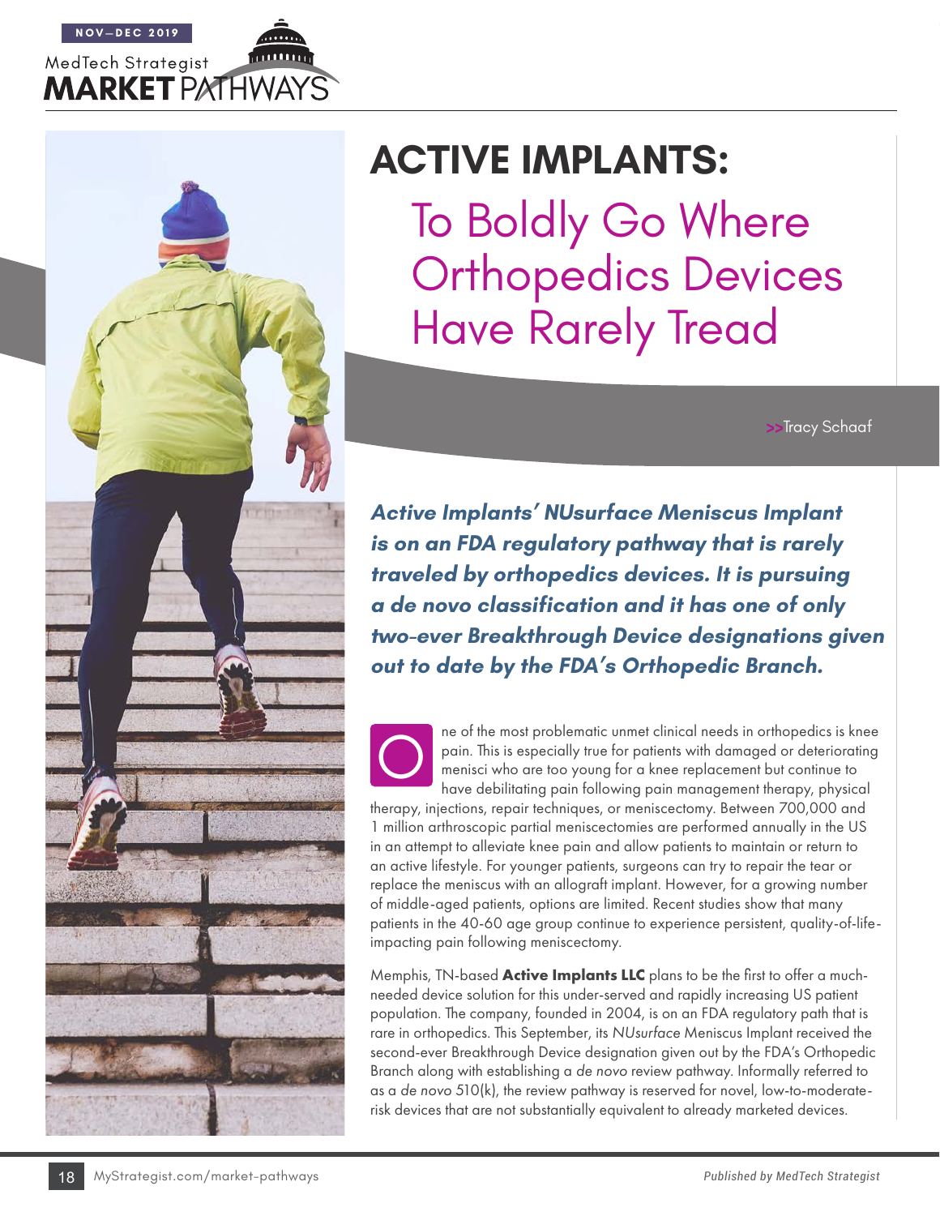# ACTIVE IMPLANTS: To Boldly Go Where Orthopedics Devices Have Rarely Tread

>>Tracy Schaaf

***Active Implants' NUsurface Meniscus Implant is on an FDA regulatory pathway that is rarely traveled by orthopedics devices. It is pursuing a de novo classification and it has one of only two-ever Breakthrough Device designations given out to date by the FDA's Orthopedic Branch.***

One of the most problematic unmet clinical needs in orthopedics is knee pain. This is especially true for patients with damaged or deteriorating menisci who are too young for a knee replacement but continue to have debilitating pain following pain management therapy, physical therapy, injections, repair techniques, or meniscectomy. Between 700,000 and 1 million arthroscopic partial meniscectomies are performed annually in the US in an attempt to alleviate knee pain and allow patients to maintain or return to an active lifestyle. For younger patients, surgeons can try to repair the tear or replace the meniscus with an allograft implant. However, for a growing number of middle-aged patients, options are limited. Recent studies show that many patients in the 40-60 age group continue to experience persistent, quality-of-life-impacting pain following meniscectomy.

Memphis, TN-based **Active Implants LLC** plans to be the first to offer a much-needed device solution for this under-served and rapidly increasing US patient population. The company, founded in 2004, is on an FDA regulatory path that is rare in orthopedics. This September, its *NUsurface* Meniscus Implant received the second-ever Breakthrough Device designation given out by the FDA's Orthopedic Branch along with establishing a *de novo* review pathway. Informally referred to as a *de novo* 510(k), the review pathway is reserved for novel, low-to-moderate-risk devices that are not substantially equivalent to already marketed devices.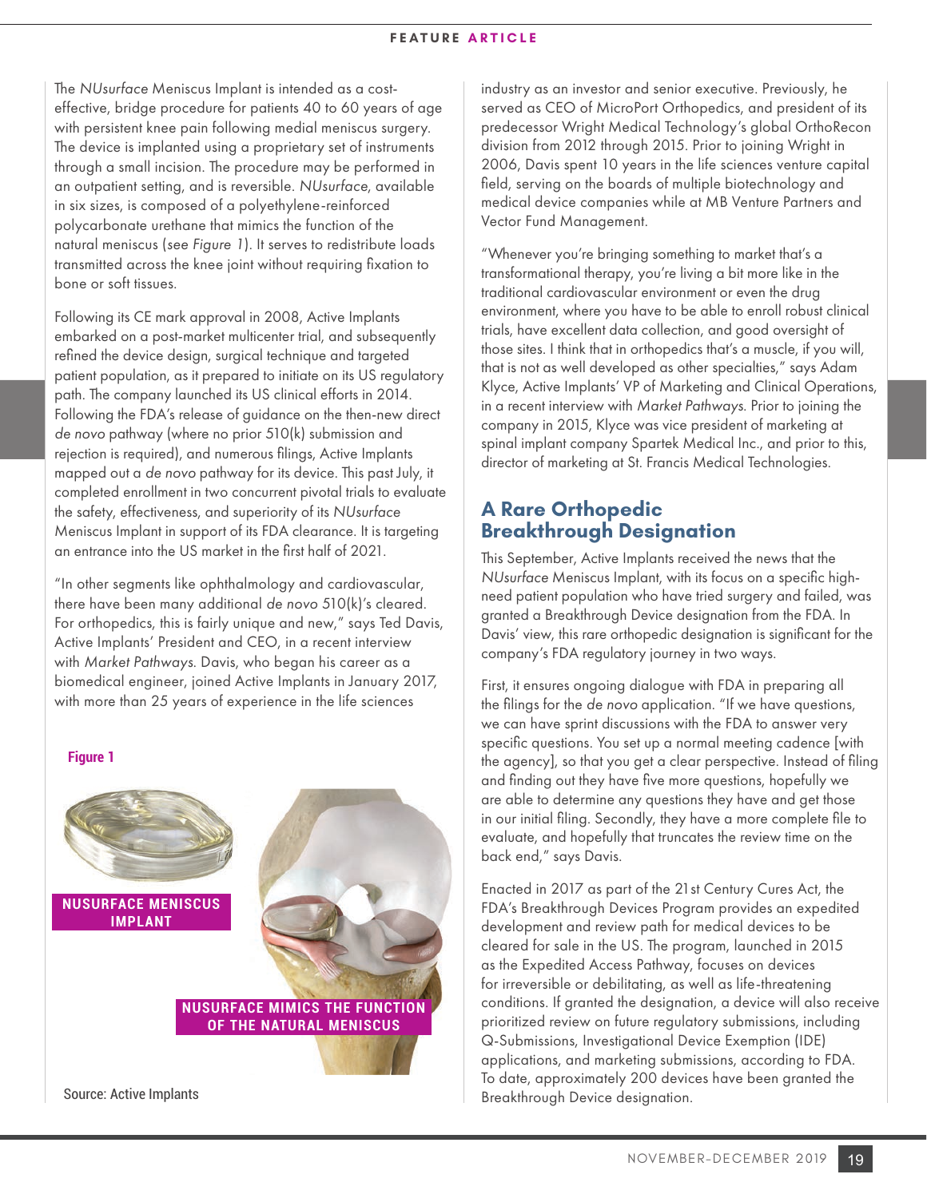The *NUsurface* Meniscus Implant is intended as a cost-effective, bridge procedure for patients 40 to 60 years of age with persistent knee pain following medial meniscus surgery. The device is implanted using a proprietary set of instruments through a small incision. The procedure may be performed in an outpatient setting, and is reversible. *NUsurface*, available in six sizes, is composed of a polyethylene-reinforced polycarbonate urethane that mimics the function of the natural meniscus (*see Figure 1*). It serves to redistribute loads transmitted across the knee joint without requiring fixation to bone or soft tissues.

Following its CE mark approval in 2008, Active Implants embarked on a post-market multicenter trial, and subsequently refined the device design, surgical technique and targeted patient population, as it prepared to initiate on its US regulatory path. The company launched its US clinical efforts in 2014. Following the FDA's release of guidance on the then-new direct *de novo* pathway (where no prior 510(k) submission and rejection is required), and numerous filings, Active Implants mapped out a *de novo* pathway for its device. This past July, it completed enrollment in two concurrent pivotal trials to evaluate the safety, effectiveness, and superiority of its *NUsurface* Meniscus Implant in support of its FDA clearance. It is targeting an entrance into the US market in the first half of 2021.

"In other segments like ophthalmology and cardiovascular, there have been many additional *de novo* 510(k)'s cleared. For orthopedics, this is fairly unique and new," says Ted Davis, Active Implants' President and CEO, in a recent interview with *Market Pathways*. Davis, who began his career as a biomedical engineer, joined Active Implants in January 2017, with more than 25 years of experience in the life sciences industry as an investor and senior executive. Previously, he served as CEO of MicroPort Orthopedics, and president of its predecessor Wright Medical Technology's global OrthoRecon division from 2012 through 2015. Prior to joining Wright in 2006, Davis spent 10 years in the life sciences venture capital field, serving on the boards of multiple biotechnology and medical device companies while at MB Venture Partners and Vector Fund Management.

**Figure 1**

NUSURFACE MENISCUS IMPLANT

NUSURFACE MIMICS THE FUNCTION OF THE NATURAL MENISCUS

Source: Active Implants

"Whenever you're bringing something to market that's a transformational therapy, you're living a bit more like in the traditional cardiovascular environment or even the drug environment, where you have to be able to enroll robust clinical trials, have excellent data collection, and good oversight of those sites. I think that in orthopedics that's a muscle, if you will, that is not as well developed as other specialties," says Adam Klyce, Active Implants' VP of Marketing and Clinical Operations, in a recent interview with *Market Pathways*. Prior to joining the company in 2015, Klyce was vice president of marketing at spinal implant company Spartek Medical Inc., and prior to this, director of marketing at St. Francis Medical Technologies.

## A Rare Orthopedic Breakthrough Designation

This September, Active Implants received the news that the *NUsurface* Meniscus Implant, with its focus on a specific high-need patient population who have tried surgery and failed, was granted a Breakthrough Device designation from the FDA. In Davis' view, this rare orthopedic designation is significant for the company's FDA regulatory journey in two ways.

First, it ensures ongoing dialogue with FDA in preparing all the filings for the *de novo* application. "If we have questions, we can have sprint discussions with the FDA to answer very specific questions. You set up a normal meeting cadence [with the agency], so that you get a clear perspective. Instead of filing and finding out they have five more questions, hopefully we are able to determine any questions they have and get those in our initial filing. Secondly, they have a more complete file to evaluate, and hopefully that truncates the review time on the back end," says Davis.

Enacted in 2017 as part of the 21st Century Cures Act, the FDA's Breakthrough Devices Program provides an expedited development and review path for medical devices to be cleared for sale in the US. The program, launched in 2015 as the Expedited Access Pathway, focuses on devices for irreversible or debilitating, as well as life-threatening conditions. If granted the designation, a device will also receive prioritized review on future regulatory submissions, including Q-Submissions, Investigational Device Exemption (IDE) applications, and marketing submissions, according to FDA. To date, approximately 200 devices have been granted the Breakthrough Device designation.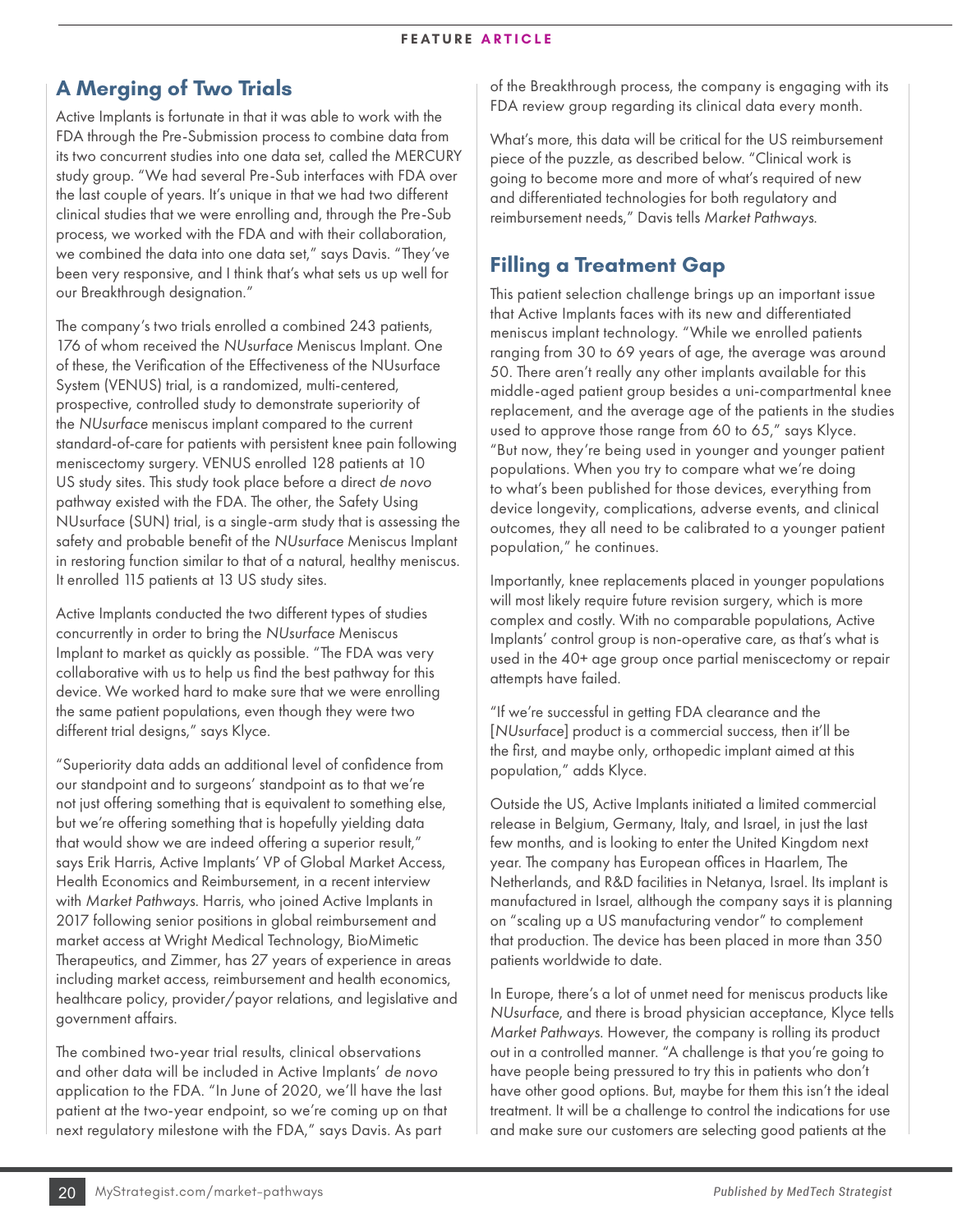## A Merging of Two Trials

Active Implants is fortunate in that it was able to work with the FDA through the Pre-Submission process to combine data from its two concurrent studies into one data set, called the MERCURY study group. "We had several Pre-Sub interfaces with FDA over the last couple of years. It's unique in that we had two different clinical studies that we were enrolling and, through the Pre-Sub process, we worked with the FDA and with their collaboration, we combined the data into one data set," says Davis. "They've been very responsive, and I think that's what sets us up well for our Breakthrough designation."

The company's two trials enrolled a combined 243 patients, 176 of whom received the *NUsurface* Meniscus Implant. One of these, the Verification of the Effectiveness of the NUsurface System (VENUS) trial, is a randomized, multi-centered, prospective, controlled study to demonstrate superiority of the *NUsurface* meniscus implant compared to the current standard-of-care for patients with persistent knee pain following meniscectomy surgery. VENUS enrolled 128 patients at 10 US study sites. This study took place before a direct *de novo* pathway existed with the FDA. The other, the Safety Using NUsurface (SUN) trial, is a single-arm study that is assessing the safety and probable benefit of the *NUsurface* Meniscus Implant in restoring function similar to that of a natural, healthy meniscus. It enrolled 115 patients at 13 US study sites.

Active Implants conducted the two different types of studies concurrently in order to bring the *NUsurface* Meniscus Implant to market as quickly as possible. "The FDA was very collaborative with us to help us find the best pathway for this device. We worked hard to make sure that we were enrolling the same patient populations, even though they were two different trial designs," says Klyce.

"Superiority data adds an additional level of confidence from our standpoint and to surgeons' standpoint as to that we're not just offering something that is equivalent to something else, but we're offering something that is hopefully yielding data that would show we are indeed offering a superior result," says Erik Harris, Active Implants' VP of Global Market Access, Health Economics and Reimbursement, in a recent interview with *Market Pathways*. Harris, who joined Active Implants in 2017 following senior positions in global reimbursement and market access at Wright Medical Technology, BioMimetic Therapeutics, and Zimmer, has 27 years of experience in areas including market access, reimbursement and health economics, healthcare policy, provider/payor relations, and legislative and government affairs.

The combined two-year trial results, clinical observations and other data will be included in Active Implants' *de novo* application to the FDA. "In June of 2020, we'll have the last patient at the two-year endpoint, so we're coming up on that next regulatory milestone with the FDA," says Davis. As part of the Breakthrough process, the company is engaging with its FDA review group regarding its clinical data every month.

What's more, this data will be critical for the US reimbursement piece of the puzzle, as described below. "Clinical work is going to become more and more of what's required of new and differentiated technologies for both regulatory and reimbursement needs," Davis tells *Market Pathways*.

## Filling a Treatment Gap

This patient selection challenge brings up an important issue that Active Implants faces with its new and differentiated meniscus implant technology. "While we enrolled patients ranging from 30 to 69 years of age, the average was around 50. There aren't really any other implants available for this middle-aged patient group besides a uni-compartmental knee replacement, and the average age of the patients in the studies used to approve those range from 60 to 65," says Klyce. "But now, they're being used in younger and younger patient populations. When you try to compare what we're doing to what's been published for those devices, everything from device longevity, complications, adverse events, and clinical outcomes, they all need to be calibrated to a younger patient population," he continues.

Importantly, knee replacements placed in younger populations will most likely require future revision surgery, which is more complex and costly. With no comparable populations, Active Implants' control group is non-operative care, as that's what is used in the 40+ age group once partial meniscectomy or repair attempts have failed.

"If we're successful in getting FDA clearance and the [*NUsurface*] product is a commercial success, then it'll be the first, and maybe only, orthopedic implant aimed at this population," adds Klyce.

Outside the US, Active Implants initiated a limited commercial release in Belgium, Germany, Italy, and Israel, in just the last few months, and is looking to enter the United Kingdom next year. The company has European offices in Haarlem, The Netherlands, and R&D facilities in Netanya, Israel. Its implant is manufactured in Israel, although the company says it is planning on "scaling up a US manufacturing vendor" to complement that production. The device has been placed in more than 350 patients worldwide to date.

In Europe, there's a lot of unmet need for meniscus products like *NUsurface*, and there is broad physician acceptance, Klyce tells *Market Pathways*. However, the company is rolling its product out in a controlled manner. "A challenge is that you're going to have people being pressured to try this in patients who don't have other good options. But, maybe for them this isn't the ideal treatment. It will be a challenge to control the indications for use and make sure our customers are selecting good patients at the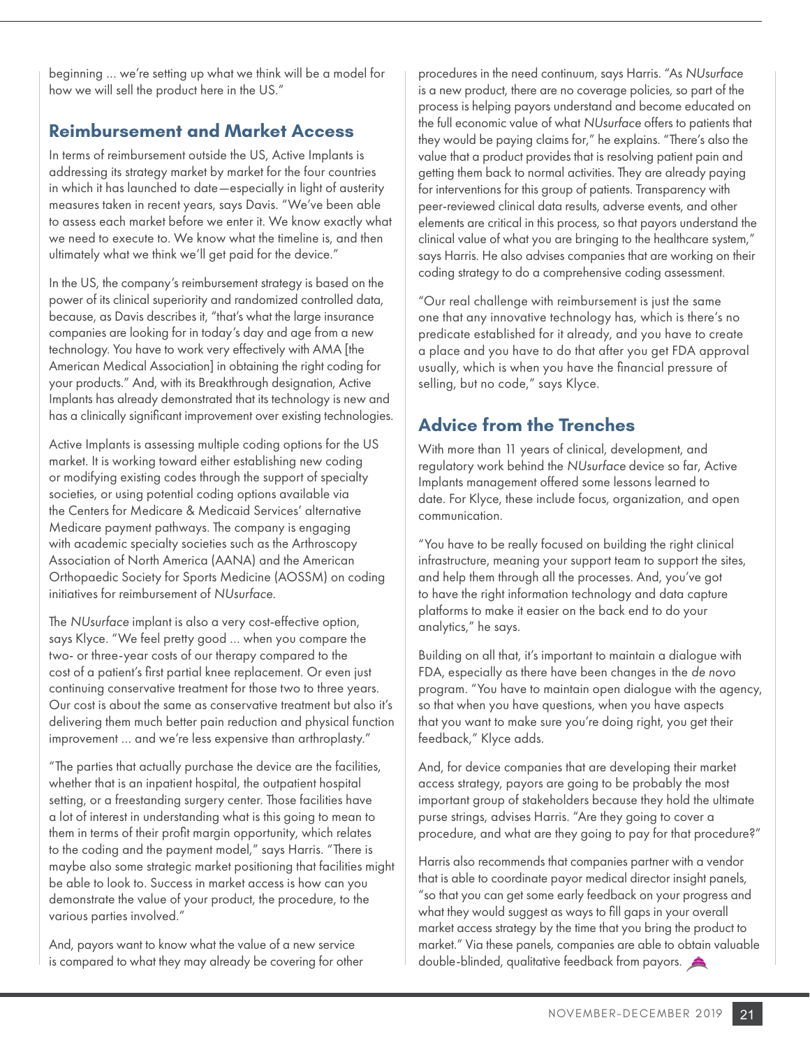beginning ... we're setting up what we think will be a model for how we will sell the product here in the US."

## Reimbursement and Market Access

In terms of reimbursement outside the US, Active Implants is addressing its strategy market by market for the four countries in which it has launched to date—especially in light of austerity measures taken in recent years, says Davis. "We've been able to assess each market before we enter it. We know exactly what we need to execute to. We know what the timeline is, and then ultimately what we think we'll get paid for the device."

In the US, the company's reimbursement strategy is based on the power of its clinical superiority and randomized controlled data, because, as Davis describes it, "that's what the large insurance companies are looking for in today's day and age from a new technology. You have to work very effectively with AMA [the American Medical Association] in obtaining the right coding for your products." And, with its Breakthrough designation, Active Implants has already demonstrated that its technology is new and has a clinically significant improvement over existing technologies.

Active Implants is assessing multiple coding options for the US market. It is working toward either establishing new coding or modifying existing codes through the support of specialty societies, or using potential coding options available via the Centers for Medicare & Medicaid Services' alternative Medicare payment pathways. The company is engaging with academic specialty societies such as the Arthroscopy Association of North America (AANA) and the American Orthopaedic Society for Sports Medicine (AOSSM) on coding initiatives for reimbursement of *NUsurface*.

The *NUsurface* implant is also a very cost-effective option, says Klyce. "We feel pretty good ... when you compare the two- or three-year costs of our therapy compared to the cost of a patient's first partial knee replacement. Or even just continuing conservative treatment for those two to three years. Our cost is about the same as conservative treatment but also it's delivering them much better pain reduction and physical function improvement ... and we're less expensive than arthroplasty."

"The parties that actually purchase the device are the facilities, whether that is an inpatient hospital, the outpatient hospital setting, or a freestanding surgery center. Those facilities have a lot of interest in understanding what is this going to mean to them in terms of their profit margin opportunity, which relates to the coding and the payment model," says Harris. "There is maybe also some strategic market positioning that facilities might be able to look to. Success in market access is how can you demonstrate the value of your product, the procedure, to the various parties involved."

And, payors want to know what the value of a new service is compared to what they may already be covering for other procedures in the need continuum, says Harris. "As *NUsurface* is a new product, there are no coverage policies, so part of the process is helping payors understand and become educated on the full economic value of what *NUsurface* offers to patients that they would be paying claims for," he explains. "There's also the value that a product provides that is resolving patient pain and getting them back to normal activities. They are already paying for interventions for this group of patients. Transparency with peer-reviewed clinical data results, adverse events, and other elements are critical in this process, so that payors understand the clinical value of what you are bringing to the healthcare system," says Harris. He also advises companies that are working on their coding strategy to do a comprehensive coding assessment.

"Our real challenge with reimbursement is just the same one that any innovative technology has, which is there's no predicate established for it already, and you have to create a place and you have to do that after you get FDA approval usually, which is when you have the financial pressure of selling, but no code," says Klyce.

## Advice from the Trenches

With more than 11 years of clinical, development, and regulatory work behind the *NUsurface* device so far, Active Implants management offered some lessons learned to date. For Klyce, these include focus, organization, and open communication.

"You have to be really focused on building the right clinical infrastructure, meaning your support team to support the sites, and help them through all the processes. And, you've got to have the right information technology and data capture platforms to make it easier on the back end to do your analytics," he says.

Building on all that, it's important to maintain a dialogue with FDA, especially as there have been changes in the *de novo* program. "You have to maintain open dialogue with the agency, so that when you have questions, when you have aspects that you want to make sure you're doing right, you get their feedback," Klyce adds.

And, for device companies that are developing their market access strategy, payors are going to be probably the most important group of stakeholders because they hold the ultimate purse strings, advises Harris. "Are they going to cover a procedure, and what are they going to pay for that procedure?"

Harris also recommends that companies partner with a vendor that is able to coordinate payor medical director insight panels, "so that you can get some early feedback on your progress and what they would suggest as ways to fill gaps in your overall market access strategy by the time that you bring the product to market." Via these panels, companies are able to obtain valuable double-blinded, qualitative feedback from payors.